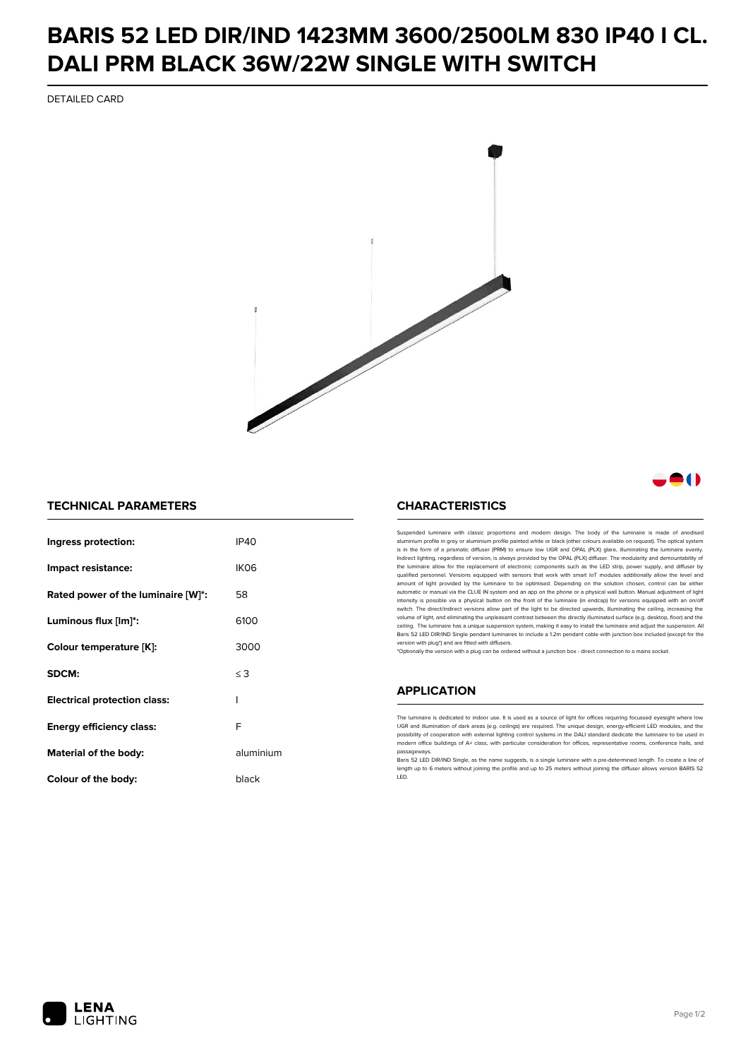# BARIS 52 LED DIR/IND 1423MM 3600/2500LM 830 IP40 I CL. DALI PRM BLACK 36W/22W SINGLE WITH SWITCH

DETAILED CARD

## TECHNICAL PARAMETERS

| | |
|---|---|
| **Ingress protection:** | IP40 |
| **Impact resistance:** | IK06 |
| **Rated power of the luminaire [W]*:** | 58 |
| **Luminous flux [lm]*:** | 6100 |
| **Colour temperature [K]:** | 3000 |
| **SDCM:** | ≤ 3 |
| **Electrical protection class:** | I |
| **Energy efficiency class:** | F |
| **Material of the body:** | aluminium |
| **Colour of the body:** | black |

## CHARACTERISTICS

Suspended luminaire with classic proportions and modern design. The body of the luminaire is made of anodised aluminium profile in grey or aluminium profile painted white or black (other colours available on request). The optical system is in the form of a prismatic diffuser (PRM) to ensure low UGR and OPAL (PLX) glare, illuminating the luminaire evenly. Indirect lighting, regardless of version, is always provided by the OPAL (PLX) diffuser. The modularity and demountability of the luminaire allow for the replacement of electronic components such as the LED strip, power supply, and diffuser by qualified personnel. Versions equipped with sensors that work with smart IoT modules additionally allow the level and amount of light provided by the luminaire to be optimised. Depending on the solution chosen, control can be either automatic or manual via the CLUE IN system and an app on the phone or a physical wall button. Manual adjustment of light intensity is possible via a physical button on the front of the luminaire (in endcap) for versions equipped with an on/off switch. The direct/indirect versions allow part of the light to be directed upwards, illuminating the ceiling, increasing the volume of light, and eliminating the unpleasant contrast between the directly illuminated surface (e.g. desktop, floor) and the ceiling. The luminaire has a unique suspension system, making it easy to install the luminaire and adjust the suspension. All Baris 52 LED DIR/IND Single pendant luminaires to include a 1.2m pendant cable with junction box included (except for the version with plug*) and are fitted with diffusers.

*Optionally the version with a plug can be ordered without a junction box - direct connection to a mains socket.

## APPLICATION

The luminaire is dedicated to indoor use. It is used as a source of light for offices requiring focussed eyesight where low UGR and illumination of dark areas (e.g. ceilings) are required. The unique design, energy-efficient LED modules, and the possibility of cooperation with external lighting control systems in the DALI standard dedicate the luminaire to be used in modern office buildings of A+ class, with particular consideration for offices, representative rooms, conference halls, and passageways.

Baris 52 LED DIR/IND Single, as the name suggests, is a single luminaire with a pre-determined length. To create a line of length up to 6 meters without joining the profile and up to 25 meters without joining the diffuser allows version BARIS 52 LED.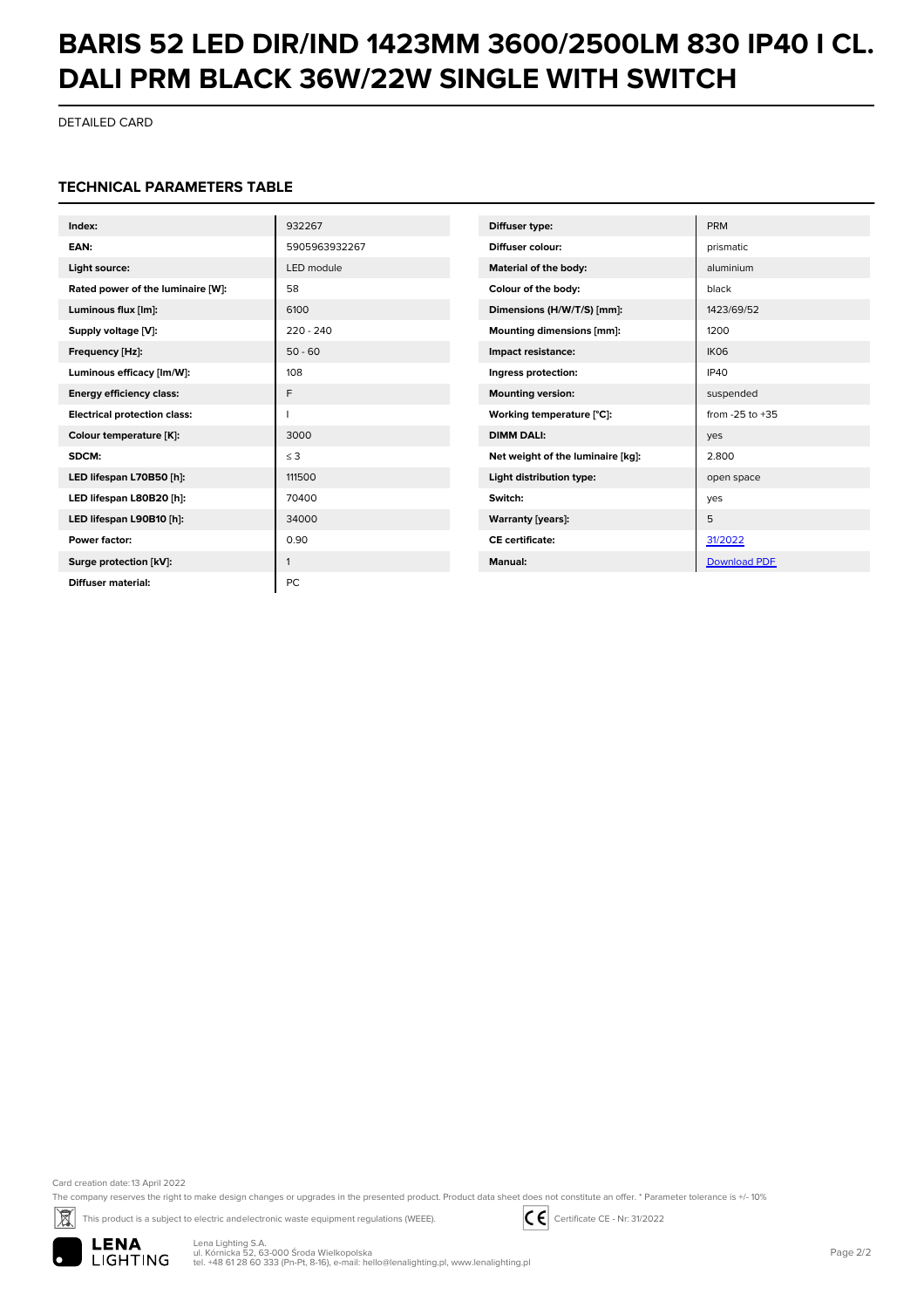# BARIS 52 LED DIR/IND 1423MM 3600/2500LM 830 IP40 I CL. DALI PRM BLACK 36W/22W SINGLE WITH SWITCH

DETAILED CARD

### TECHNICAL PARAMETERS TABLE

| | |
|---|---|
| **Index:** | 932267 |
| **EAN:** | 5905963932267 |
| **Light source:** | LED module |
| **Rated power of the luminaire [W]:** | 58 |
| **Luminous flux [lm]:** | 6100 |
| **Supply voltage [V]:** | 220 - 240 |
| **Frequency [Hz]:** | 50 - 60 |
| **Luminous efficacy [lm/W]:** | 108 |
| **Energy efficiency class:** | F |
| **Electrical protection class:** | I |
| **Colour temperature [K]:** | 3000 |
| **SDCM:** | ≤ 3 |
| **LED lifespan L70B50 [h]:** | 111500 |
| **LED lifespan L80B20 [h]:** | 70400 |
| **LED lifespan L90B10 [h]:** | 34000 |
| **Power factor:** | 0.90 |
| **Surge protection [kV]:** | 1 |
| **Diffuser material:** | PC |
| **Diffuser type:** | PRM |
| **Diffuser colour:** | prismatic |
| **Material of the body:** | aluminium |
| **Colour of the body:** | black |
| **Dimensions (H/W/T/S) [mm]:** | 1423/69/52 |
| **Mounting dimensions [mm]:** | 1200 |
| **Impact resistance:** | IK06 |
| **Ingress protection:** | IP40 |
| **Mounting version:** | suspended |
| **Working temperature [°C]:** | from -25 to +35 |
| **DIMM DALI:** | yes |
| **Net weight of the luminaire [kg]:** | 2.800 |
| **Light distribution type:** | open space |
| **Switch:** | yes |
| **Warranty [years]:** | 5 |
| **CE certificate:** | 31/2022 |
| **Manual:** | Download PDF |

Card creation date: 13 April 2022

The company reserves the right to make design changes or upgrades in the presented product. Product data sheet does not constitute an offer. * Parameter tolerance is +/- 10%

This product is a subject to electric andelectronic waste equipment regulations (WEEE).

Certificate CE - Nr: 31/2022

LENA LIGHTING

Lena Lighting S.A.
ul. Kórnicka 52, 63-000 Środa Wielkopolska
tel. +48 61 28 60 333 (Pn-Pt, 8-16), e-mail: hello@lenalighting.pl, www.lenalighting.pl